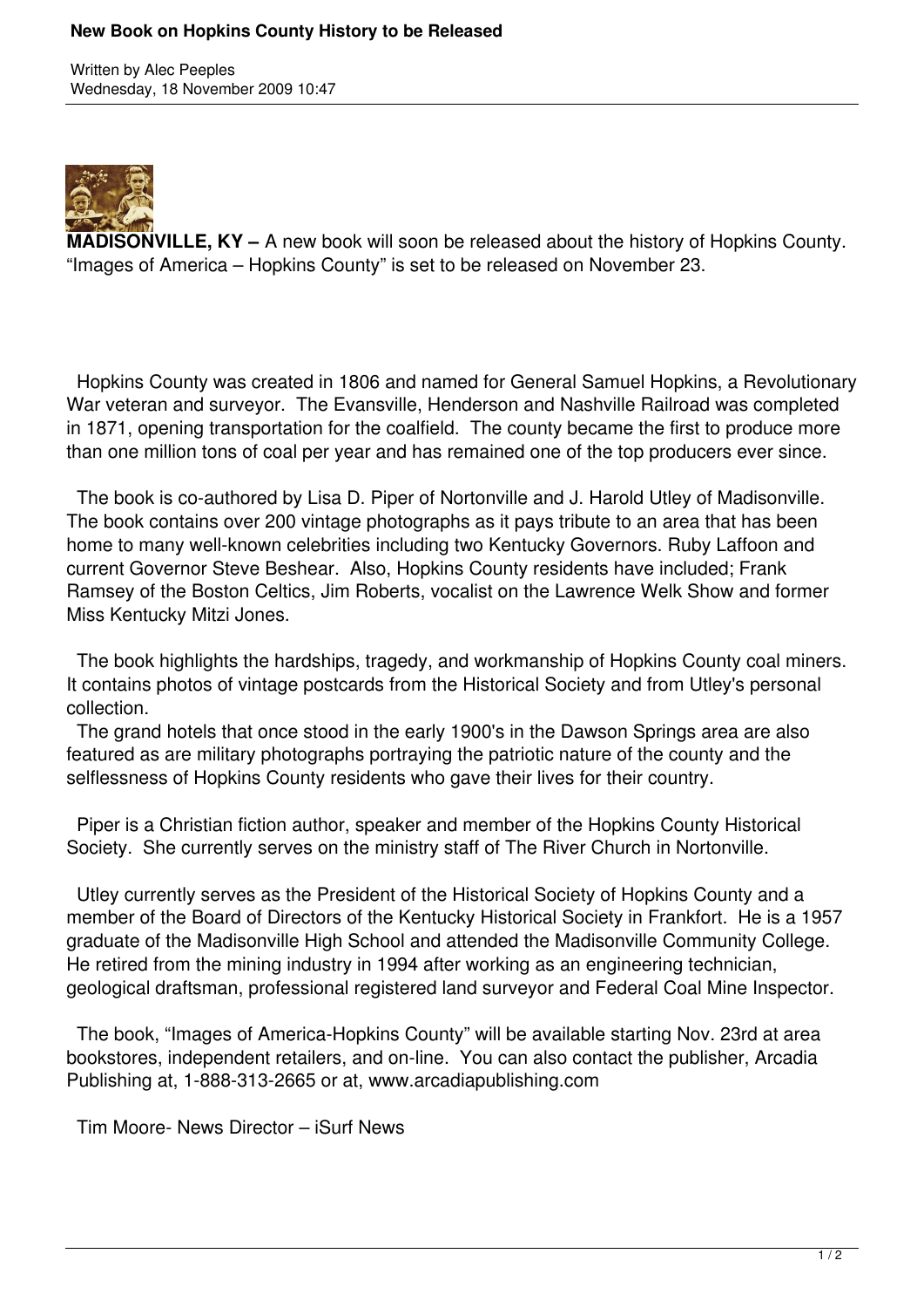# New Book on Hopkins County History to be Released

Written by Alec Peeples
Wednesday, 18 November 2009 10:47

**MADISONVILLE, KY –** A new book will soon be released about the history of Hopkins County. "Images of America – Hopkins County" is set to be released on November 23.

Hopkins County was created in 1806 and named for General Samuel Hopkins, a Revolutionary War veteran and surveyor. The Evansville, Henderson and Nashville Railroad was completed in 1871, opening transportation for the coalfield. The county became the first to produce more than one million tons of coal per year and has remained one of the top producers ever since.

The book is co-authored by Lisa D. Piper of Nortonville and J. Harold Utley of Madisonville. The book contains over 200 vintage photographs as it pays tribute to an area that has been home to many well-known celebrities including two Kentucky Governors. Ruby Laffoon and current Governor Steve Beshear. Also, Hopkins County residents have included; Frank Ramsey of the Boston Celtics, Jim Roberts, vocalist on the Lawrence Welk Show and former Miss Kentucky Mitzi Jones.

The book highlights the hardships, tragedy, and workmanship of Hopkins County coal miners. It contains photos of vintage postcards from the Historical Society and from Utley's personal collection.

The grand hotels that once stood in the early 1900's in the Dawson Springs area are also featured as are military photographs portraying the patriotic nature of the county and the selflessness of Hopkins County residents who gave their lives for their country.

Piper is a Christian fiction author, speaker and member of the Hopkins County Historical Society. She currently serves on the ministry staff of The River Church in Nortonville.

Utley currently serves as the President of the Historical Society of Hopkins County and a member of the Board of Directors of the Kentucky Historical Society in Frankfort. He is a 1957 graduate of the Madisonville High School and attended the Madisonville Community College. He retired from the mining industry in 1994 after working as an engineering technician, geological draftsman, professional registered land surveyor and Federal Coal Mine Inspector.

The book, "Images of America-Hopkins County" will be available starting Nov. 23rd at area bookstores, independent retailers, and on-line. You can also contact the publisher, Arcadia Publishing at, 1-888-313-2665 or at, www.arcadiapublishing.com

Tim Moore- News Director – iSurf News